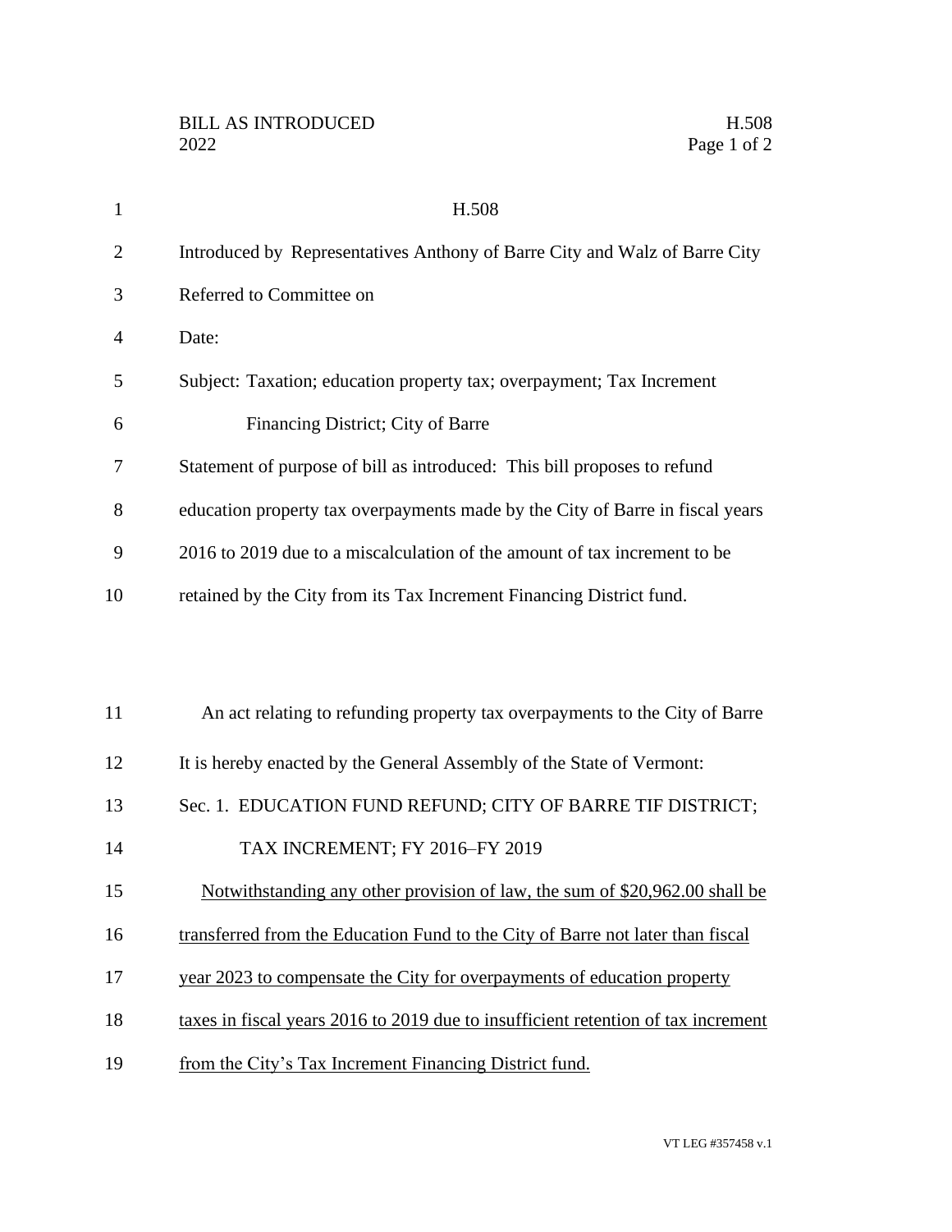H.508

Introduced by Representatives Anthony of Barre City and Walz of Barre City

Referred to Committee on

Date:

Subject: Taxation; education property tax; overpayment; Tax Increment Financing District; City of Barre

Statement of purpose of bill as introduced: This bill proposes to refund education property tax overpayments made by the City of Barre in fiscal years 2016 to 2019 due to a miscalculation of the amount of tax increment to be retained by the City from its Tax Increment Financing District fund.

An act relating to refunding property tax overpayments to the City of Barre

It is hereby enacted by the General Assembly of the State of Vermont:

Sec. 1. EDUCATION FUND REFUND; CITY OF BARRE TIF DISTRICT; TAX INCREMENT; FY 2016–FY 2019

Notwithstanding any other provision of law, the sum of $20,962.00 shall be transferred from the Education Fund to the City of Barre not later than fiscal year 2023 to compensate the City for overpayments of education property taxes in fiscal years 2016 to 2019 due to insufficient retention of tax increment from the City's Tax Increment Financing District fund.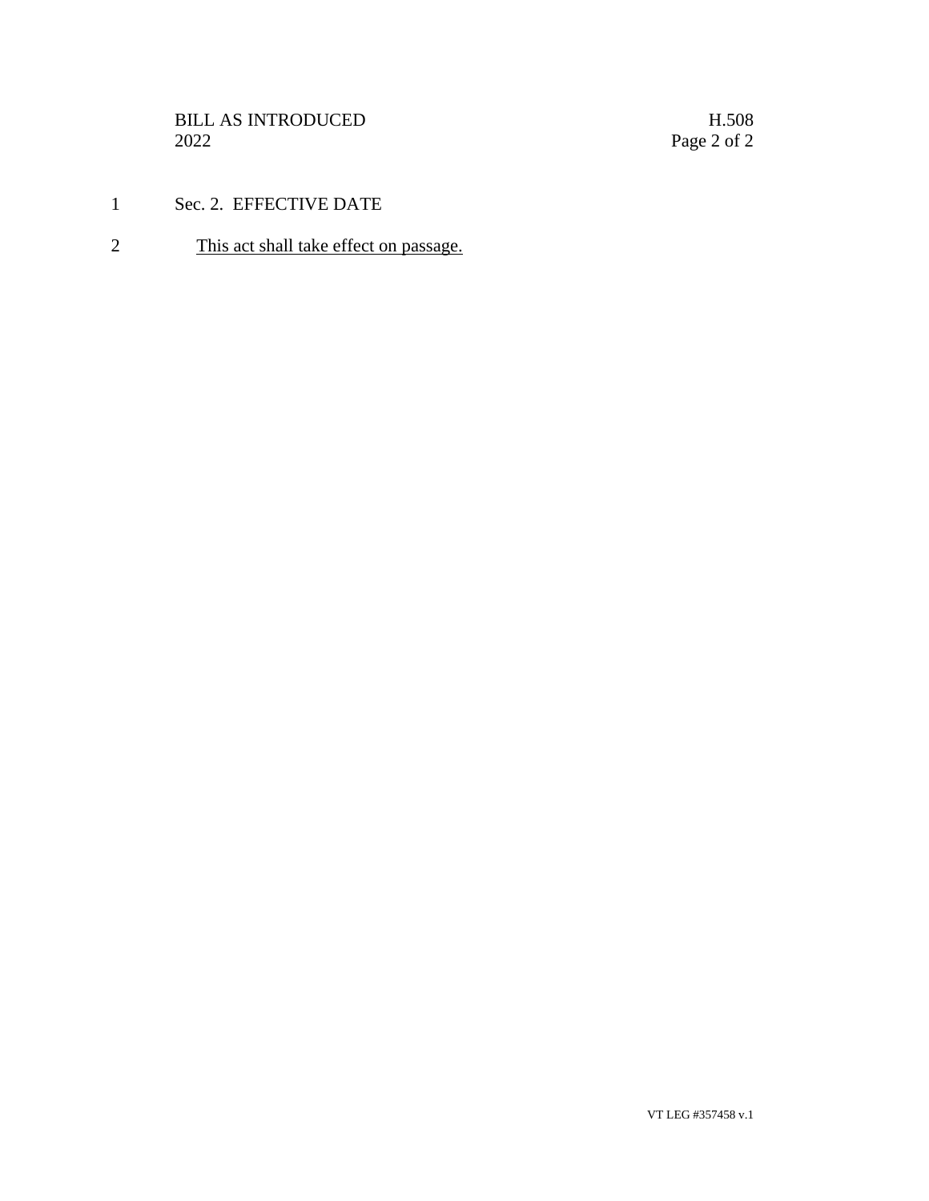Sec. 2. EFFECTIVE DATE

This act shall take effect on passage.